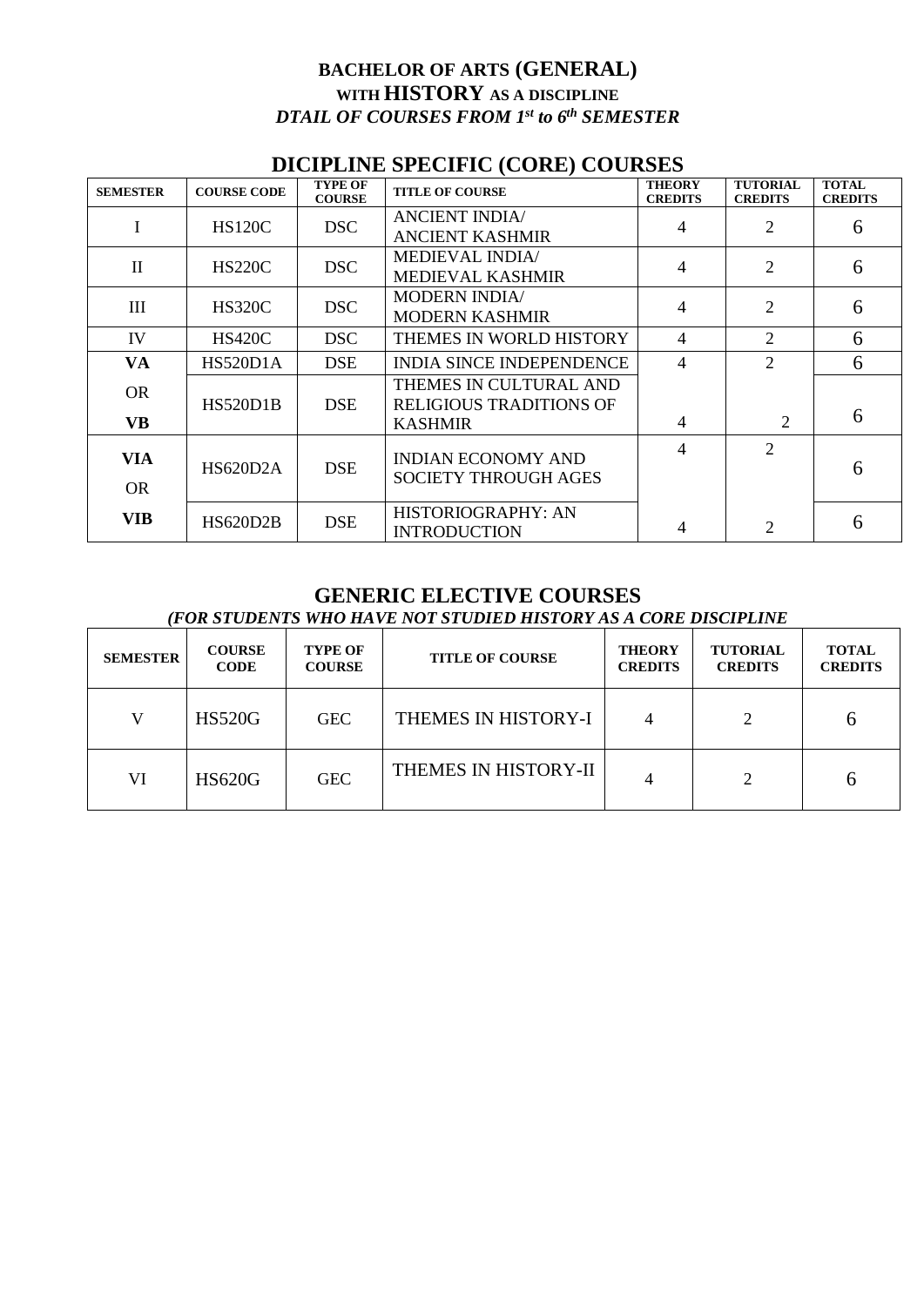# BACHELOR OF ARTS (GENERAL)
## WITH HISTORY AS A DISCIPLINE
### *DTAIL OF COURSES FROM 1st to 6th SEMESTER*

## DICIPLINE SPECIFIC (CORE) COURSES

| SEMESTER | COURSE CODE | TYPE OF COURSE | TITLE OF COURSE | THEORY CREDITS | TUTORIAL CREDITS | TOTAL CREDITS |
|---|---|---|---|---|---|---|
| I | HS120C | DSC | ANCIENT INDIA/ ANCIENT KASHMIR | 4 | 2 | 6 |
| II | HS220C | DSC | MEDIEVAL INDIA/ MEDIEVAL KASHMIR | 4 | 2 | 6 |
| III | HS320C | DSC | MODERN INDIA/ MODERN KASHMIR | 4 | 2 | 6 |
| IV | HS420C | DSC | THEMES IN WORLD HISTORY | 4 | 2 | 6 |
| **VA** | HS520D1A | DSE | INDIA SINCE INDEPENDENCE | 4 | 2 | 6 |
| OR **VB** | HS520D1B | DSE | THEMES IN CULTURAL AND RELIGIOUS TRADITIONS OF KASHMIR | 4 | 2 | 6 |
| **VIA** | HS620D2A | DSE | INDIAN ECONOMY AND SOCIETY THROUGH AGES | 4 | 2 | 6 |
| OR **VIB** | HS620D2B | DSE | HISTORIOGRAPHY: AN INTRODUCTION | 4 | 2 | 6 |

## GENERIC ELECTIVE COURSES
*(FOR STUDENTS WHO HAVE NOT STUDIED HISTORY AS A CORE DISCIPLINE*

| SEMESTER | COURSE CODE | TYPE OF COURSE | TITLE OF COURSE | THEORY CREDITS | TUTORIAL CREDITS | TOTAL CREDITS |
|---|---|---|---|---|---|---|
| V | HS520G | GEC | THEMES IN HISTORY-I | 4 | 2 | 6 |
| VI | HS620G | GEC | THEMES IN HISTORY-II | 4 | 2 | 6 |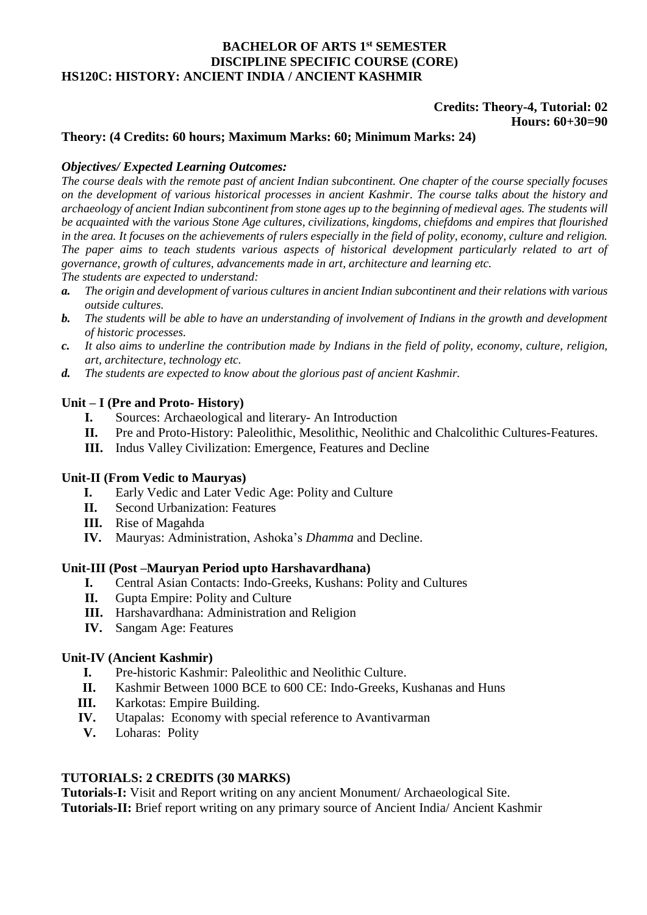**BACHELOR OF ARTS 1st SEMESTER**
**DISCIPLINE SPECIFIC COURSE (CORE)**

**HS120C: HISTORY: ANCIENT INDIA / ANCIENT KASHMIR**

**Credits: Theory-4, Tutorial: 02**
**Hours: 60+30=90**

**Theory: (4 Credits: 60 hours; Maximum Marks: 60; Minimum Marks: 24)**

***Objectives/ Expected Learning Outcomes:***

*The course deals with the remote past of ancient Indian subcontinent. One chapter of the course specially focuses on the development of various historical processes in ancient Kashmir. The course talks about the history and archaeology of ancient Indian subcontinent from stone ages up to the beginning of medieval ages. The students will be acquainted with the various Stone Age cultures, civilizations, kingdoms, chiefdoms and empires that flourished in the area. It focuses on the achievements of rulers especially in the field of polity, economy, culture and religion. The paper aims to teach students various aspects of historical development particularly related to art of governance, growth of cultures, advancements made in art, architecture and learning etc.*

*The students are expected to understand:*

- ***a.*** *The origin and development of various cultures in ancient Indian subcontinent and their relations with various outside cultures.*
- ***b.*** *The students will be able to have an understanding of involvement of Indians in the growth and development of historic processes.*
- ***c.*** *It also aims to underline the contribution made by Indians in the field of polity, economy, culture, religion, art, architecture, technology etc.*
- ***d.*** *The students are expected to know about the glorious past of ancient Kashmir.*

**Unit – I (Pre and Proto- History)**

- **I.** Sources: Archaeological and literary- An Introduction
- **II.** Pre and Proto-History: Paleolithic, Mesolithic, Neolithic and Chalcolithic Cultures-Features.
- **III.** Indus Valley Civilization: Emergence, Features and Decline

**Unit-II (From Vedic to Mauryas)**

- **I.** Early Vedic and Later Vedic Age: Polity and Culture
- **II.** Second Urbanization: Features
- **III.** Rise of Magahda
- **IV.** Mauryas: Administration, Ashoka's *Dhamma* and Decline.

**Unit-III (Post –Mauryan Period upto Harshavardhana)**

- **I.** Central Asian Contacts: Indo-Greeks, Kushans: Polity and Cultures
- **II.** Gupta Empire: Polity and Culture
- **III.** Harshavardhana: Administration and Religion
- **IV.** Sangam Age: Features

**Unit-IV (Ancient Kashmir)**

- **I.** Pre-historic Kashmir: Paleolithic and Neolithic Culture.
- **II.** Kashmir Between 1000 BCE to 600 CE: Indo-Greeks, Kushanas and Huns
- **III.** Karkotas: Empire Building.
- **IV.** Utapalas: Economy with special reference to Avantivarman
- **V.** Loharas: Polity

**TUTORIALS: 2 CREDITS (30 MARKS)**

**Tutorials-I:** Visit and Report writing on any ancient Monument/ Archaeological Site.

**Tutorials-II:** Brief report writing on any primary source of Ancient India/ Ancient Kashmir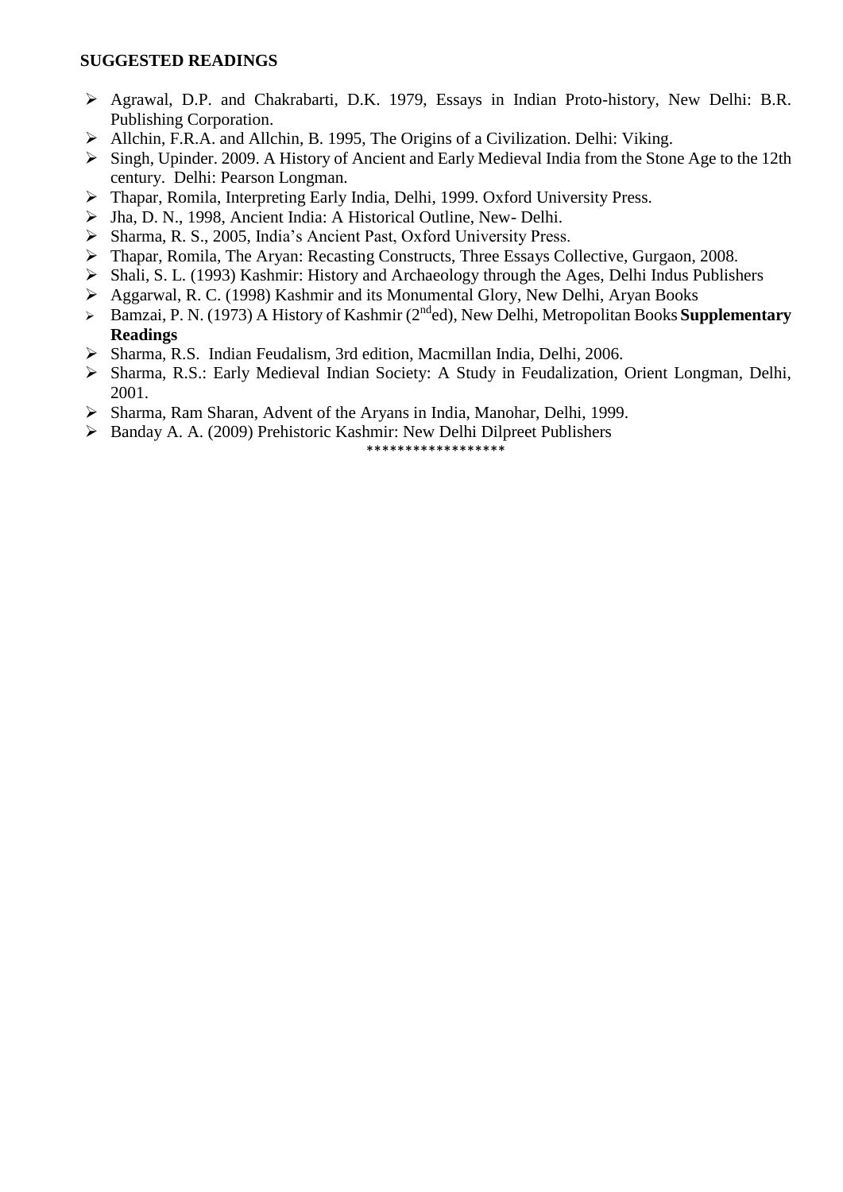**SUGGESTED READINGS**

- Agrawal, D.P. and Chakrabarti, D.K. 1979, Essays in Indian Proto-history, New Delhi: B.R. Publishing Corporation.
- Allchin, F.R.A. and Allchin, B. 1995, The Origins of a Civilization. Delhi: Viking.
- Singh, Upinder. 2009. A History of Ancient and Early Medieval India from the Stone Age to the 12th century. Delhi: Pearson Longman.
- Thapar, Romila, Interpreting Early India, Delhi, 1999. Oxford University Press.
- Jha, D. N., 1998, Ancient India: A Historical Outline, New- Delhi.
- Sharma, R. S., 2005, India's Ancient Past, Oxford University Press.
- Thapar, Romila, The Aryan: Recasting Constructs, Three Essays Collective, Gurgaon, 2008.
- Shali, S. L. (1993) Kashmir: History and Archaeology through the Ages, Delhi Indus Publishers
- Aggarwal, R. C. (1998) Kashmir and its Monumental Glory, New Delhi, Aryan Books
- Bamzai, P. N. (1973) A History of Kashmir (2nd ed), New Delhi, Metropolitan Books **Supplementary Readings**
- Sharma, R.S. Indian Feudalism, 3rd edition, Macmillan India, Delhi, 2006.
- Sharma, R.S.: Early Medieval Indian Society: A Study in Feudalization, Orient Longman, Delhi, 2001.
- Sharma, Ram Sharan, Advent of the Aryans in India, Manohar, Delhi, 1999.
- Banday A. A. (2009) Prehistoric Kashmir: New Delhi Dilpreet Publishers

******************